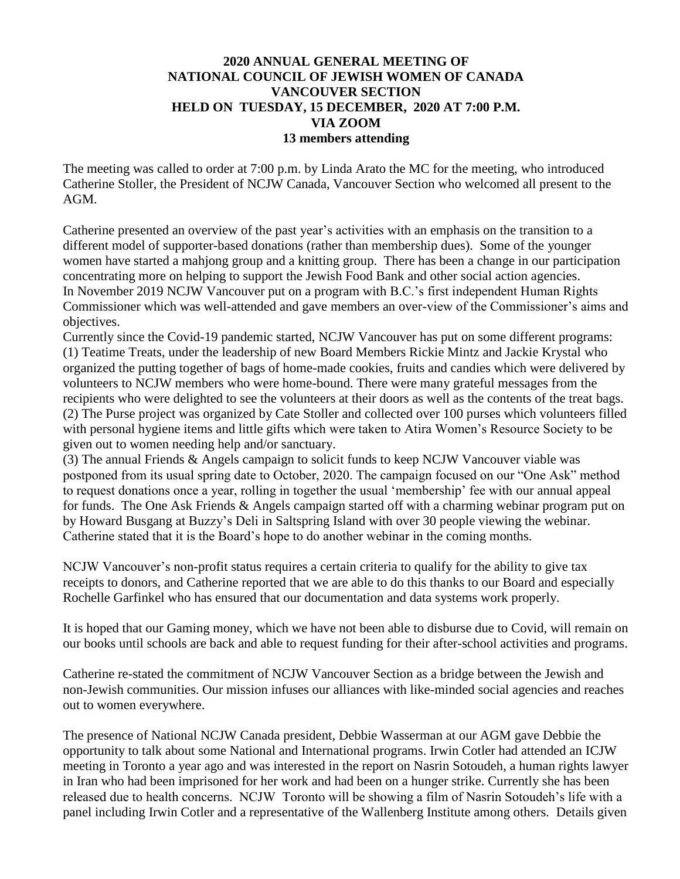# 2020 ANNUAL GENERAL MEETING OF NATIONAL COUNCIL OF JEWISH WOMEN OF CANADA VANCOUVER SECTION HELD ON TUESDAY, 15 DECEMBER, 2020 AT 7:00 P.M. VIA ZOOM

**13 members attending**

The meeting was called to order at 7:00 p.m. by Linda Arato the MC for the meeting, who introduced Catherine Stoller, the President of NCJW Canada, Vancouver Section who welcomed all present to the AGM.

Catherine presented an overview of the past year's activities with an emphasis on the transition to a different model of supporter-based donations (rather than membership dues). Some of the younger women have started a mahjong group and a knitting group. There has been a change in our participation concentrating more on helping to support the Jewish Food Bank and other social action agencies.
In November 2019 NCJW Vancouver put on a program with B.C.'s first independent Human Rights Commissioner which was well-attended and gave members an over-view of the Commissioner's aims and objectives.
Currently since the Covid-19 pandemic started, NCJW Vancouver has put on some different programs:
(1) Teatime Treats, under the leadership of new Board Members Rickie Mintz and Jackie Krystal who organized the putting together of bags of home-made cookies, fruits and candies which were delivered by volunteers to NCJW members who were home-bound. There were many grateful messages from the recipients who were delighted to see the volunteers at their doors as well as the contents of the treat bags.
(2) The Purse project was organized by Cate Stoller and collected over 100 purses which volunteers filled with personal hygiene items and little gifts which were taken to Atira Women's Resource Society to be given out to women needing help and/or sanctuary.
(3) The annual Friends & Angels campaign to solicit funds to keep NCJW Vancouver viable was postponed from its usual spring date to October, 2020. The campaign focused on our "One Ask" method to request donations once a year, rolling in together the usual 'membership' fee with our annual appeal for funds. The One Ask Friends & Angels campaign started off with a charming webinar program put on by Howard Busgang at Buzzy's Deli in Saltspring Island with over 30 people viewing the webinar. Catherine stated that it is the Board's hope to do another webinar in the coming months.

NCJW Vancouver's non-profit status requires a certain criteria to qualify for the ability to give tax receipts to donors, and Catherine reported that we are able to do this thanks to our Board and especially Rochelle Garfinkel who has ensured that our documentation and data systems work properly.

It is hoped that our Gaming money, which we have not been able to disburse due to Covid, will remain on our books until schools are back and able to request funding for their after-school activities and programs.

Catherine re-stated the commitment of NCJW Vancouver Section as a bridge between the Jewish and non-Jewish communities. Our mission infuses our alliances with like-minded social agencies and reaches out to women everywhere.

The presence of National NCJW Canada president, Debbie Wasserman at our AGM gave Debbie the opportunity to talk about some National and International programs. Irwin Cotler had attended an ICJW meeting in Toronto a year ago and was interested in the report on Nasrin Sotoudeh, a human rights lawyer in Iran who had been imprisoned for her work and had been on a hunger strike. Currently she has been released due to health concerns. NCJW Toronto will be showing a film of Nasrin Sotoudeh's life with a panel including Irwin Cotler and a representative of the Wallenberg Institute among others. Details given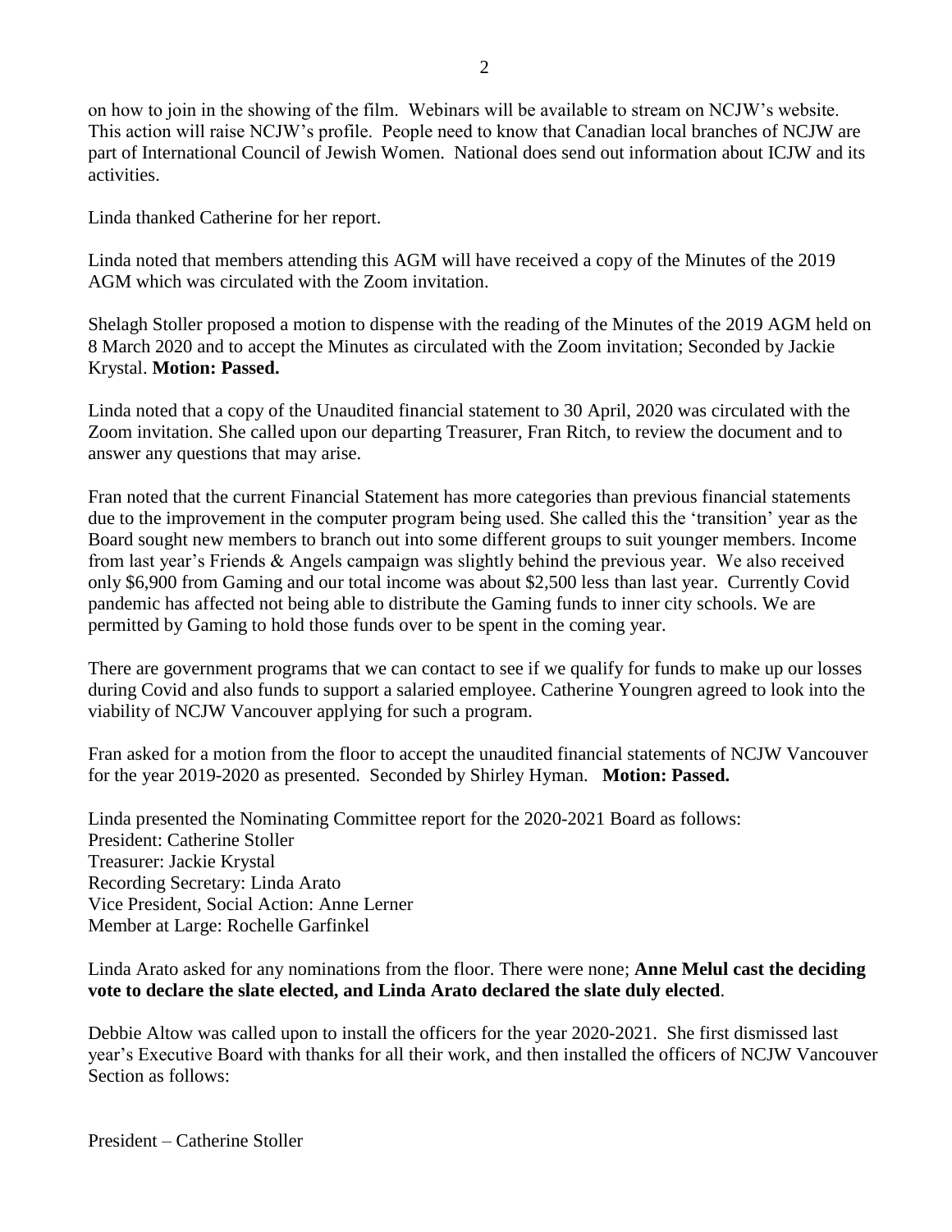on how to join in the showing of the film. Webinars will be available to stream on NCJW's website. This action will raise NCJW's profile. People need to know that Canadian local branches of NCJW are part of International Council of Jewish Women. National does send out information about ICJW and its activities.

Linda thanked Catherine for her report.

Linda noted that members attending this AGM will have received a copy of the Minutes of the 2019 AGM which was circulated with the Zoom invitation.

Shelagh Stoller proposed a motion to dispense with the reading of the Minutes of the 2019 AGM held on 8 March 2020 and to accept the Minutes as circulated with the Zoom invitation; Seconded by Jackie Krystal. **Motion: Passed.**

Linda noted that a copy of the Unaudited financial statement to 30 April, 2020 was circulated with the Zoom invitation. She called upon our departing Treasurer, Fran Ritch, to review the document and to answer any questions that may arise.

Fran noted that the current Financial Statement has more categories than previous financial statements due to the improvement in the computer program being used. She called this the 'transition' year as the Board sought new members to branch out into some different groups to suit younger members. Income from last year's Friends & Angels campaign was slightly behind the previous year. We also received only $6,900 from Gaming and our total income was about $2,500 less than last year. Currently Covid pandemic has affected not being able to distribute the Gaming funds to inner city schools. We are permitted by Gaming to hold those funds over to be spent in the coming year.

There are government programs that we can contact to see if we qualify for funds to make up our losses during Covid and also funds to support a salaried employee. Catherine Youngren agreed to look into the viability of NCJW Vancouver applying for such a program.

Fran asked for a motion from the floor to accept the unaudited financial statements of NCJW Vancouver for the year 2019-2020 as presented. Seconded by Shirley Hyman. **Motion: Passed.**

Linda presented the Nominating Committee report for the 2020-2021 Board as follows:
President: Catherine Stoller
Treasurer: Jackie Krystal
Recording Secretary: Linda Arato
Vice President, Social Action: Anne Lerner
Member at Large: Rochelle Garfinkel

Linda Arato asked for any nominations from the floor. There were none; **Anne Melul cast the deciding vote to declare the slate elected, and Linda Arato declared the slate duly elected**.

Debbie Altow was called upon to install the officers for the year 2020-2021. She first dismissed last year's Executive Board with thanks for all their work, and then installed the officers of NCJW Vancouver Section as follows:

President – Catherine Stoller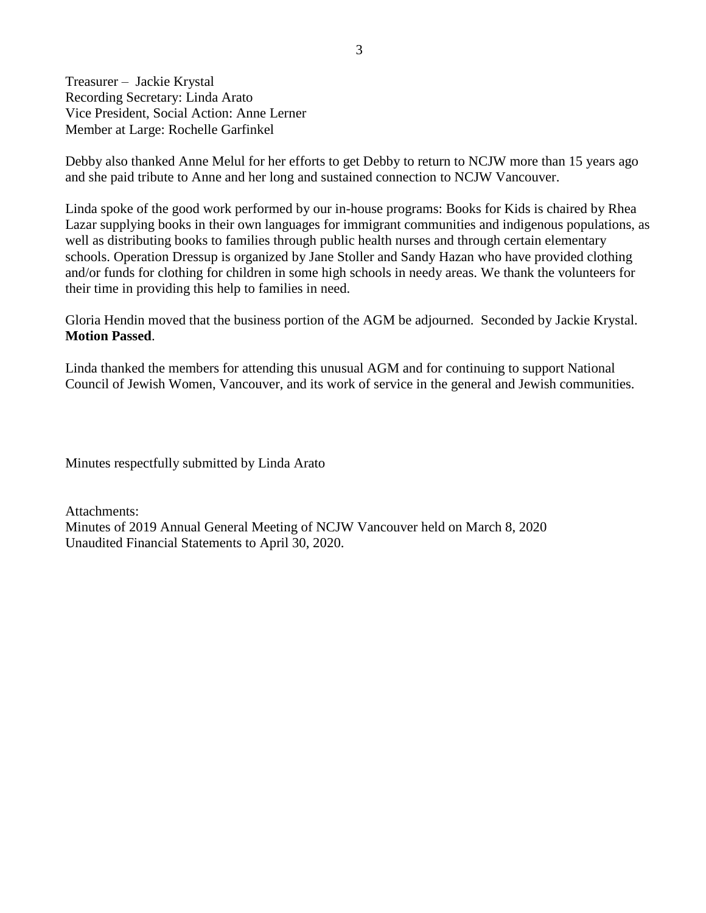Treasurer – Jackie Krystal
Recording Secretary: Linda Arato
Vice President, Social Action: Anne Lerner
Member at Large: Rochelle Garfinkel

Debby also thanked Anne Melul for her efforts to get Debby to return to NCJW more than 15 years ago and she paid tribute to Anne and her long and sustained connection to NCJW Vancouver.

Linda spoke of the good work performed by our in-house programs: Books for Kids is chaired by Rhea Lazar supplying books in their own languages for immigrant communities and indigenous populations, as well as distributing books to families through public health nurses and through certain elementary schools. Operation Dressup is organized by Jane Stoller and Sandy Hazan who have provided clothing and/or funds for clothing for children in some high schools in needy areas. We thank the volunteers for their time in providing this help to families in need.

Gloria Hendin moved that the business portion of the AGM be adjourned. Seconded by Jackie Krystal. **Motion Passed**.

Linda thanked the members for attending this unusual AGM and for continuing to support National Council of Jewish Women, Vancouver, and its work of service in the general and Jewish communities.

Minutes respectfully submitted by Linda Arato

Attachments:
Minutes of 2019 Annual General Meeting of NCJW Vancouver held on March 8, 2020
Unaudited Financial Statements to April 30, 2020.